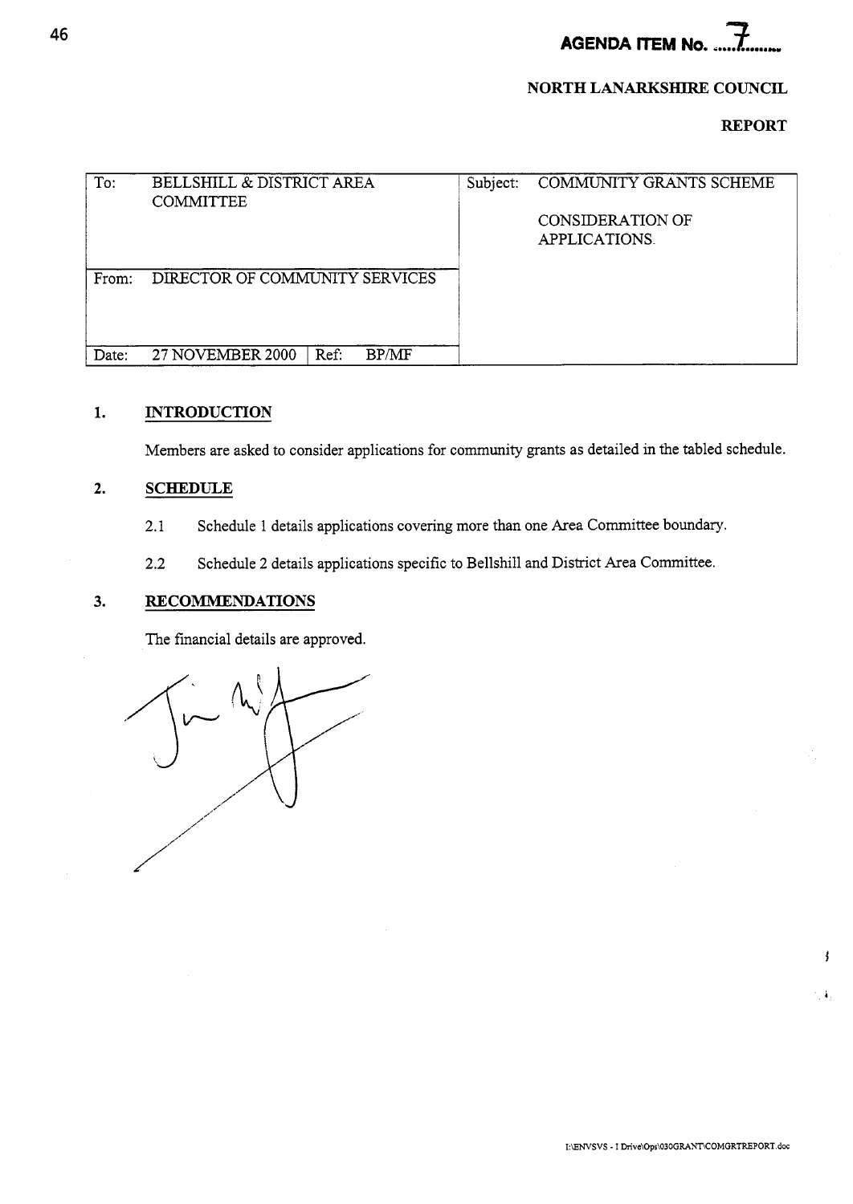**AGENDA ITEM No. 7**

**NORTH LANARKSHIRE COUNCIL**

**REPORT**

| To: | BELLSHILL & DISTRICT AREA COMMITTEE | Subject: | COMMUNITY GRANTS SCHEME<br><br>CONSIDERATION OF APPLICATIONS. |
|---|---|---|---|
| From: | DIRECTOR OF COMMUNITY SERVICES | | |
| Date: | 27 NOVEMBER 2000 Ref: BP/MF | | |

## 1. INTRODUCTION

Members are asked to consider applications for community grants as detailed in the tabled schedule.

## 2. SCHEDULE

2.1 Schedule 1 details applications covering more than one Area Committee boundary.

2.2 Schedule 2 details applications specific to Bellshill and District Area Committee.

## 3. RECOMMENDATIONS

The financial details are approved.

I:\ENVSVS - I Drive\Ops\030GRANT\COMGRTREPORT.doc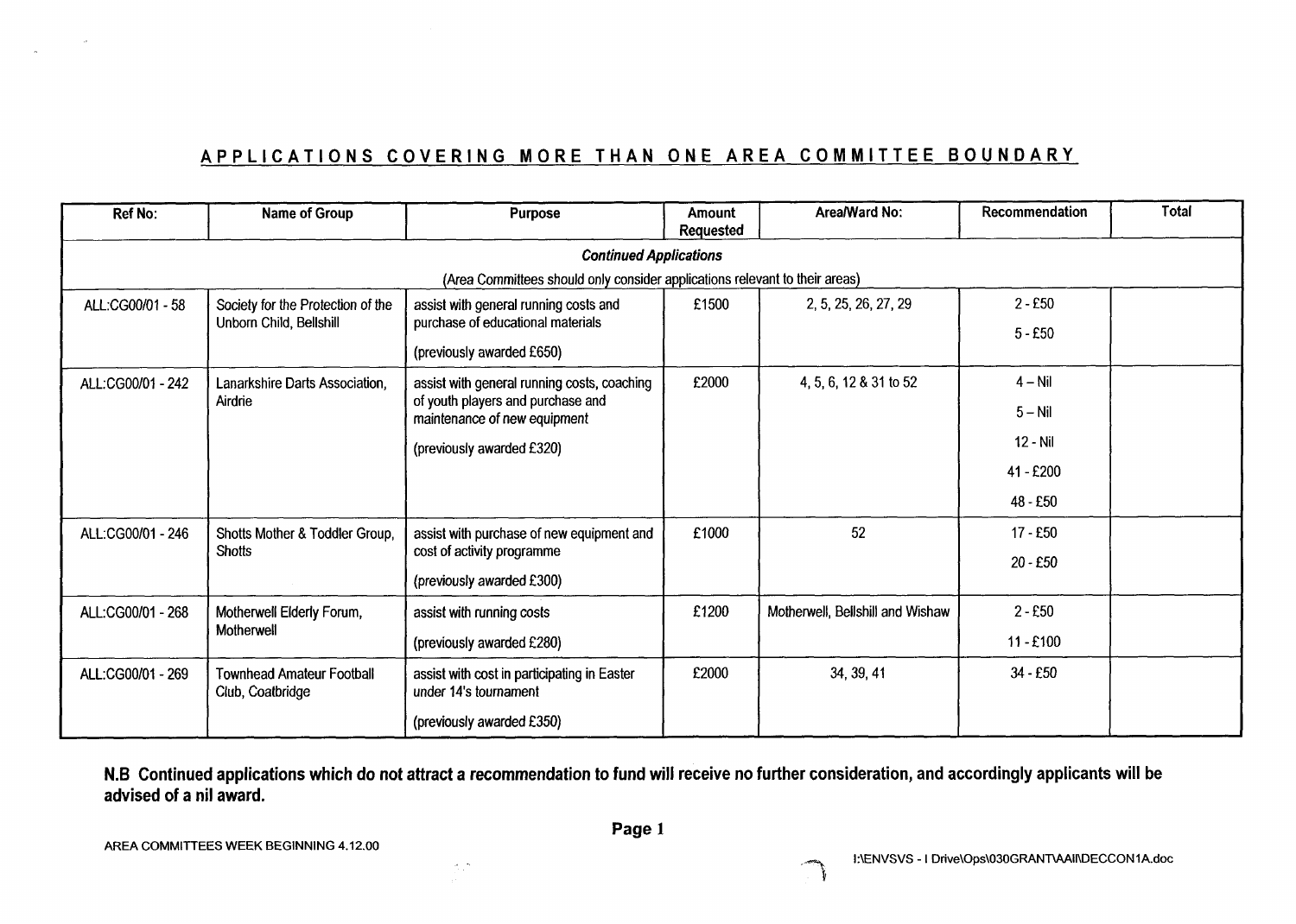## APPLICATIONS COVERING MORE THAN ONE AREA COMMITTEE BOUNDARY

| Ref No: | Name of Group | Purpose | Amount Requested | Area/Ward No: | Recommendation | Total |
|---|---|---|---|---|---|---|
| *Continued Applications* | | | | | | |
| (Area Committees should only consider applications relevant to their areas) | | | | | | |
| ALL:CG00/01 - 58 | Society for the Protection of the Unborn Child, Bellshill | assist with general running costs and purchase of educational materials<br><br>(previously awarded £650) | £1500 | 2, 5, 25, 26, 27, 29 | 2 - £50<br>5 - £50 | |
| ALL:CG00/01 - 242 | Lanarkshire Darts Association, Airdrie | assist with general running costs, coaching of youth players and purchase and maintenance of new equipment<br><br>(previously awarded £320) | £2000 | 4, 5, 6, 12 & 31 to 52 | 4 – Nil<br>5 – Nil<br>12 - Nil<br>41 - £200<br>48 - £50 | |
| ALL:CG00/01 - 246 | Shotts Mother & Toddler Group, Shotts | assist with purchase of new equipment and cost of activity programme<br><br>(previously awarded £300) | £1000 | 52 | 17 - £50<br>20 - £50 | |
| ALL:CG00/01 - 268 | Motherwell Elderly Forum, Motherwell | assist with running costs<br><br>(previously awarded £280) | £1200 | Motherwell, Bellshill and Wishaw | 2 - £50<br>11 - £100 | |
| ALL:CG00/01 - 269 | Townhead Amateur Football Club, Coatbridge | assist with cost in participating in Easter under 14's tournament<br><br>(previously awarded £350) | £2000 | 34, 39, 41 | 34 - £50 | |

**N.B Continued applications which do not attract a recommendation to fund will receive no further consideration, and accordingly applicants will be advised of a nil award.**

AREA COMMITTEES WEEK BEGINNING 4.12.00

I:\ENVSVS - I Drive\Ops\030GRANT\AAII\DECCON1A.doc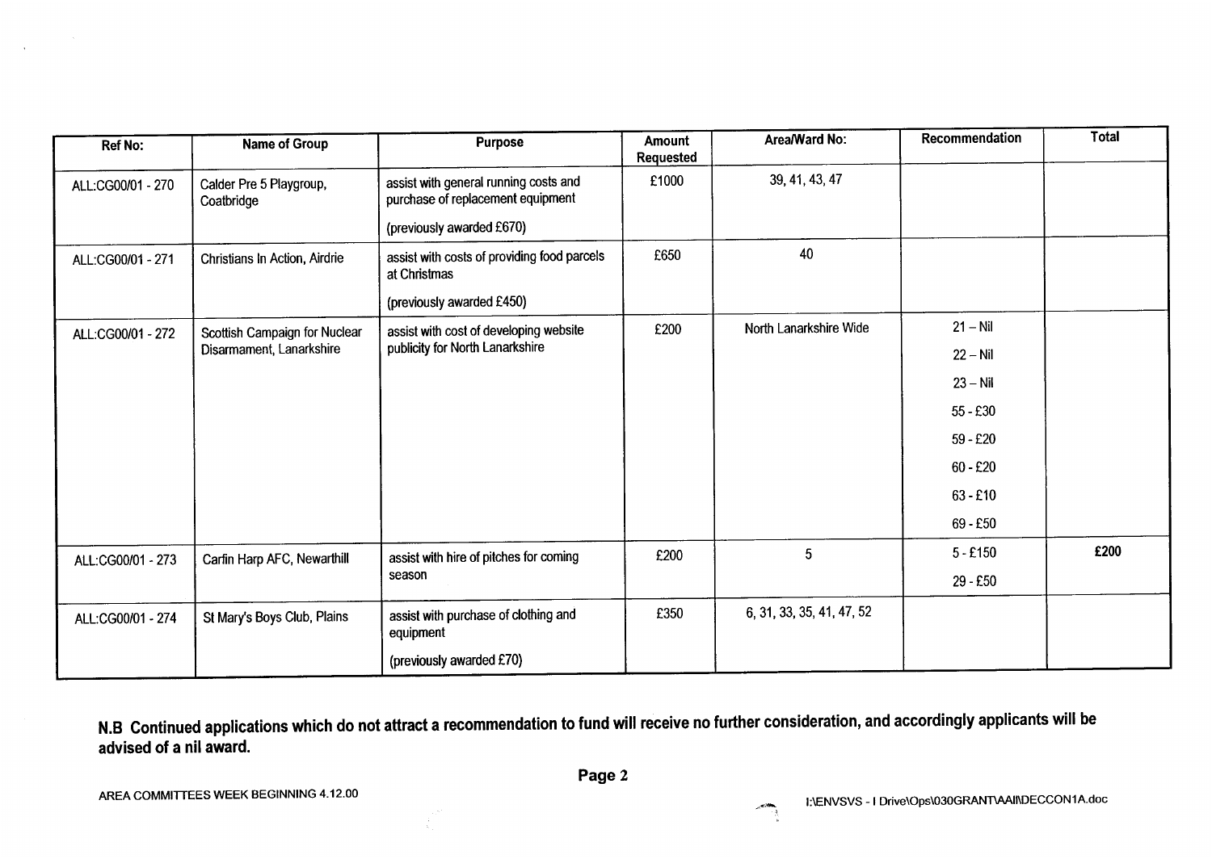| Ref No: | Name of Group | Purpose | Amount Requested | Area/Ward No: | Recommendation | Total |
|---|---|---|---|---|---|---|
| ALL:CG00/01 - 270 | Calder Pre 5 Playgroup, Coatbridge | assist with general running costs and purchase of replacement equipment<br><br>(previously awarded £670) | £1000 | 39, 41, 43, 47 | | |
| ALL:CG00/01 - 271 | Christians In Action, Airdrie | assist with costs of providing food parcels at Christmas<br><br>(previously awarded £450) | £650 | 40 | | |
| ALL:CG00/01 - 272 | Scottish Campaign for Nuclear Disarmament, Lanarkshire | assist with cost of developing website publicity for North Lanarkshire | £200 | North Lanarkshire Wide | 21 – Nil<br>22 – Nil<br>23 – Nil<br>55 - £30<br>59 - £20<br>60 - £20<br>63 - £10<br>69 - £50 | |
| ALL:CG00/01 - 273 | Carfin Harp AFC, Newarthill | assist with hire of pitches for coming season | £200 | 5 | 5 - £150<br>29 - £50 | £200 |
| ALL:CG00/01 - 274 | St Mary's Boys Club, Plains | assist with purchase of clothing and equipment<br><br>(previously awarded £70) | £350 | 6, 31, 33, 35, 41, 47, 52 | | |

**N.B Continued applications which do not attract a recommendation to fund will receive no further consideration, and accordingly applicants will be advised of a nil award.**

AREA COMMITTEES WEEK BEGINNING 4.12.00

I:\ENVSVS - I Drive\Ops\030GRANT\AAII\DECCON1A.doc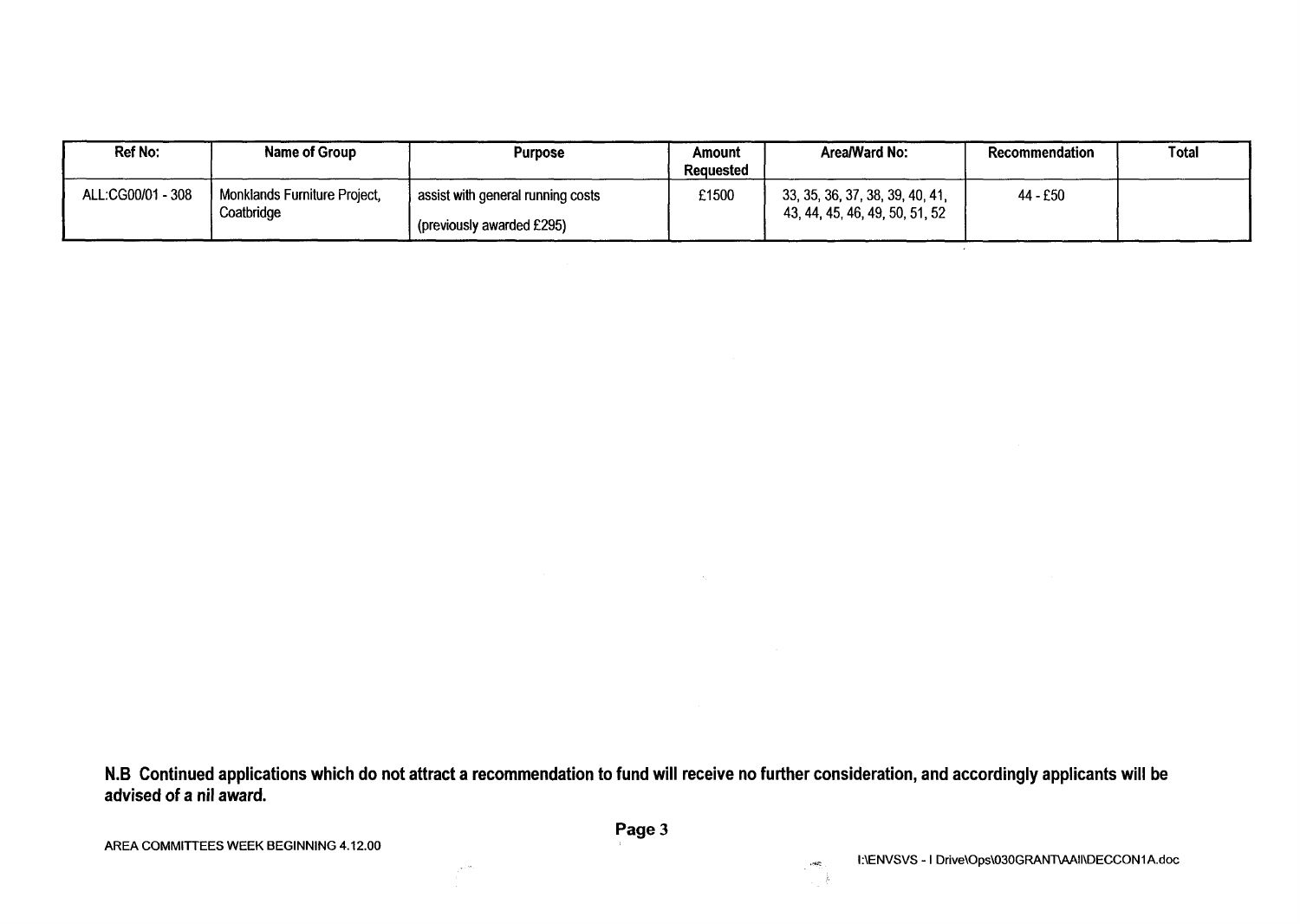| Ref No: | Name of Group | Purpose | Amount Requested | Area/Ward No: | Recommendation | Total |
|---|---|---|---|---|---|---|
| ALL:CG00/01 - 308 | Monklands Furniture Project, Coatbridge | assist with general running costs<br>(previously awarded £295) | £1500 | 33, 35, 36, 37, 38, 39, 40, 41, 43, 44, 45, 46, 49, 50, 51, 52 | 44 - £50 | |

**N.B Continued applications which do not attract a recommendation to fund will receive no further consideration, and accordingly applicants will be advised of a nil award.**

AREA COMMITTEES WEEK BEGINNING 4.12.00

I:\ENVSVS - I Drive\Ops\030GRANT\AAII\DECCON1A.doc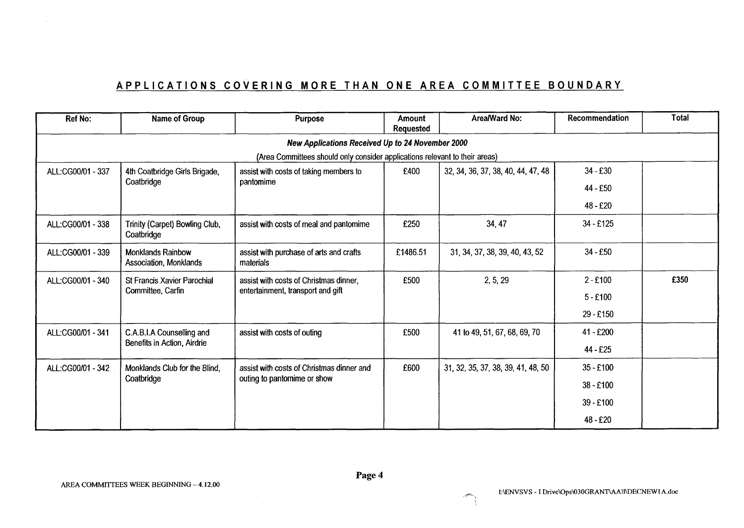## APPLICATIONS COVERING MORE THAN ONE AREA COMMITTEE BOUNDARY

| Ref No: | Name of Group | Purpose | Amount Requested | Area/Ward No: | Recommendation | Total |
|---|---|---|---|---|---|---|
| ***New Applications Received Up to 24 November 2000*** | | | | | | |
| (Area Committees should only consider applications relevant to their areas) | | | | | | |
| ALL:CG00/01 - 337 | 4th Coatbridge Girls Brigade, Coatbridge | assist with costs of taking members to pantomime | £400 | 32, 34, 36, 37, 38, 40, 44, 47, 48 | 34 - £30<br>44 - £50<br>48 - £20 | |
| ALL:CG00/01 - 338 | Trinity (Carpet) Bowling Club, Coatbridge | assist with costs of meal and pantomime | £250 | 34, 47 | 34 - £125 | |
| ALL:CG00/01 - 339 | Monklands Rainbow Association, Monklands | assist with purchase of arts and crafts materials | £1486.51 | 31, 34, 37, 38, 39, 40, 43, 52 | 34 - £50 | |
| ALL:CG00/01 - 340 | St Francis Xavier Parochial Committee, Carfin | assist with costs of Christmas dinner, entertainment, transport and gift | £500 | 2, 5, 29 | 2 - £100<br>5 - £100<br>29 - £150 | **£350** |
| ALL:CG00/01 - 341 | C.A.B.I.A Counselling and Benefits in Action, Airdrie | assist with costs of outing | £500 | 41 to 49, 51, 67, 68, 69, 70 | 41 - £200<br>44 - £25 | |
| ALL:CG00/01 - 342 | Monklands Club for the Blind, Coatbridge | assist with costs of Christmas dinner and outing to pantomime or show | £600 | 31, 32, 35, 37, 38, 39, 41, 48, 50 | 35 - £100<br>38 - £100<br>39 - £100<br>48 - £20 | |

AREA COMMITTEES WEEK BEGINNING – 4.12.00

I:\ENVSVS - I Drive\Ops\030GRANT\AAII\DECNEW1A.doc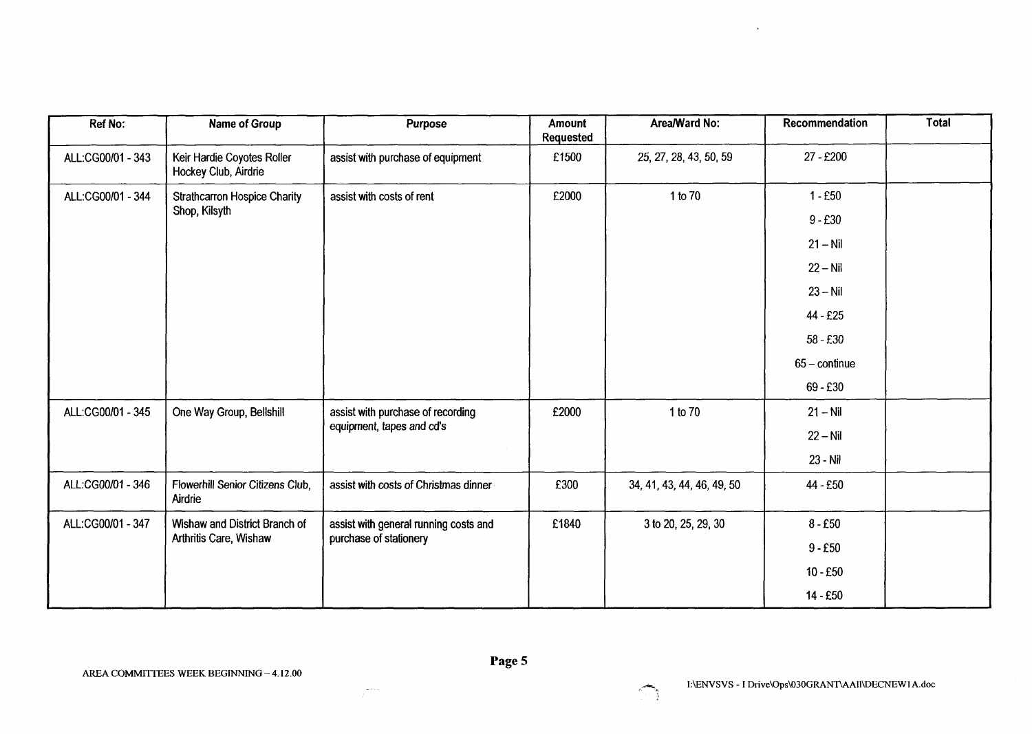| Ref No: | Name of Group | Purpose | Amount Requested | Area/Ward No: | Recommendation | Total |
|---|---|---|---|---|---|---|
| ALL:CG00/01 - 343 | Keir Hardie Coyotes Roller Hockey Club, Airdrie | assist with purchase of equipment | £1500 | 25, 27, 28, 43, 50, 59 | 27 - £200 | |
| ALL:CG00/01 - 344 | Strathcarron Hospice Charity Shop, Kilsyth | assist with costs of rent | £2000 | 1 to 70 | 1 - £50<br>9 - £30<br>21 – Nil<br>22 – Nil<br>23 – Nil<br>44 - £25<br>58 - £30<br>65 – continue<br>69 - £30 | |
| ALL:CG00/01 - 345 | One Way Group, Bellshill | assist with purchase of recording equipment, tapes and cd's | £2000 | 1 to 70 | 21 – Nil<br>22 – Nil<br>23 - Nil | |
| ALL:CG00/01 - 346 | Flowerhill Senior Citizens Club, Airdrie | assist with costs of Christmas dinner | £300 | 34, 41, 43, 44, 46, 49, 50 | 44 - £50 | |
| ALL:CG00/01 - 347 | Wishaw and District Branch of Arthritis Care, Wishaw | assist with general running costs and purchase of stationery | £1840 | 3 to 20, 25, 29, 30 | 8 - £50<br>9 - £50<br>10 - £50<br>14 - £50 | |

AREA COMMITTEES WEEK BEGINNING – 4.12.00

I:\ENVSVS - I Drive\Ops\030GRANT\AAII\DECNEW1A.doc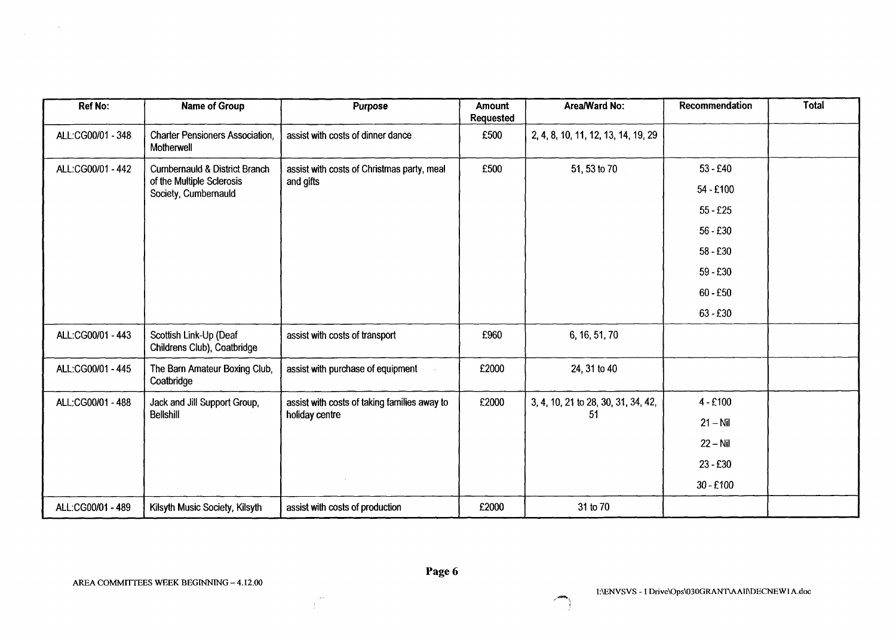| Ref No: | Name of Group | Purpose | Amount Requested | Area/Ward No: | Recommendation | Total |
|---|---|---|---|---|---|---|
| ALL:CG00/01 - 348 | Charter Pensioners Association, Motherwell | assist with costs of dinner dance | £500 | 2, 4, 8, 10, 11, 12, 13, 14, 19, 29 | | |
| ALL:CG00/01 - 442 | Cumbernauld & District Branch of the Multiple Sclerosis Society, Cumbernauld | assist with costs of Christmas party, meal and gifts | £500 | 51, 53 to 70 | 53 - £40<br>54 - £100<br>55 - £25<br>56 - £30<br>58 - £30<br>59 - £30<br>60 - £50<br>63 - £30 | |
| ALL:CG00/01 - 443 | Scottish Link-Up (Deaf Childrens Club), Coatbridge | assist with costs of transport | £960 | 6, 16, 51, 70 | | |
| ALL:CG00/01 - 445 | The Barn Amateur Boxing Club, Coatbridge | assist with purchase of equipment | £2000 | 24, 31 to 40 | | |
| ALL:CG00/01 - 488 | Jack and Jill Support Group, Bellshill | assist with costs of taking families away to holiday centre | £2000 | 3, 4, 10, 21 to 28, 30, 31, 34, 42, 51 | 4 - £100<br>21 – Nil<br>22 – Nil<br>23 - £30<br>30 - £100 | |
| ALL:CG00/01 - 489 | Kilsyth Music Society, Kilsyth | assist with costs of production | £2000 | 31 to 70 | | |

AREA COMMITTEES WEEK BEGINNING – 4.12.00

I:\ENVSVS - I Drive\Ops\030GRANT\AAll\DECNEW1A.doc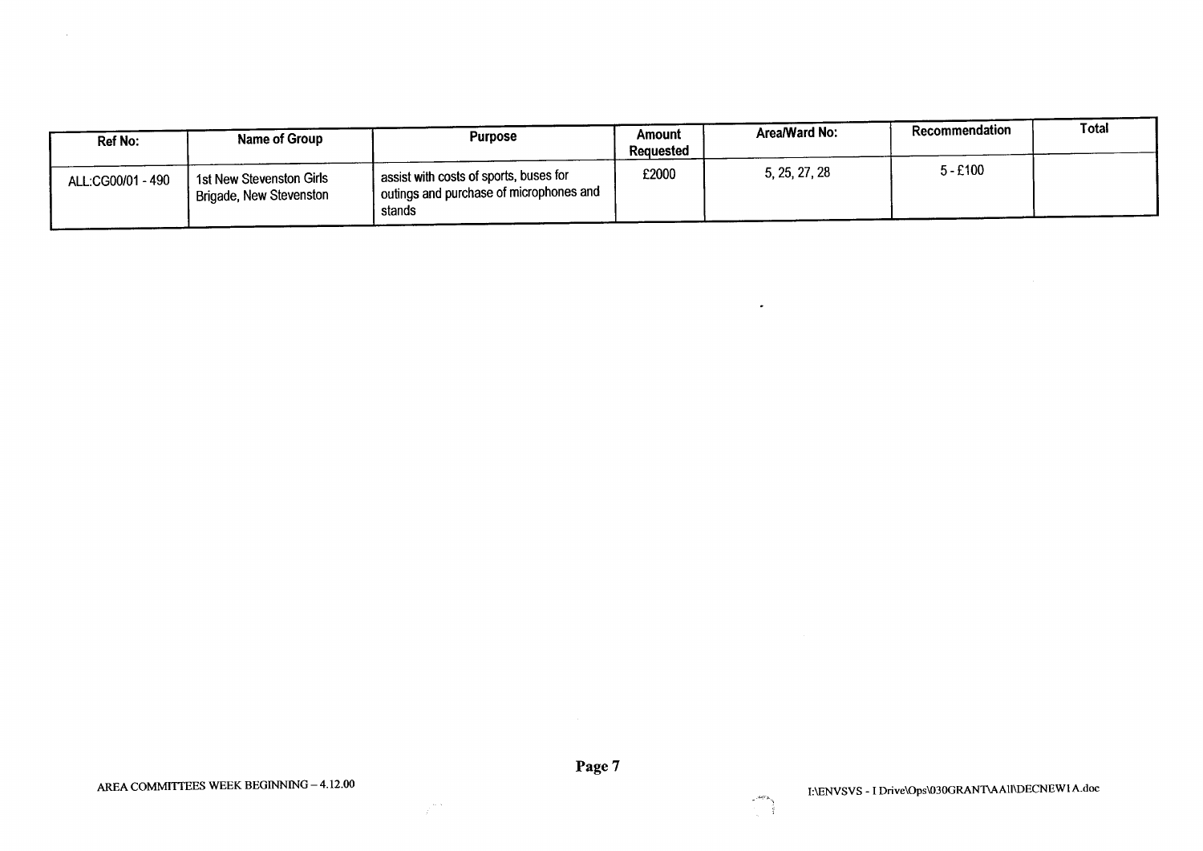| Ref No: | Name of Group | Purpose | Amount Requested | Area/Ward No: | Recommendation | Total |
|---|---|---|---|---|---|---|
| ALL:CG00/01 - 490 | 1st New Stevenston Girls Brigade, New Stevenston | assist with costs of sports, buses for outings and purchase of microphones and stands | £2000 | 5, 25, 27, 28 | 5 - £100 | |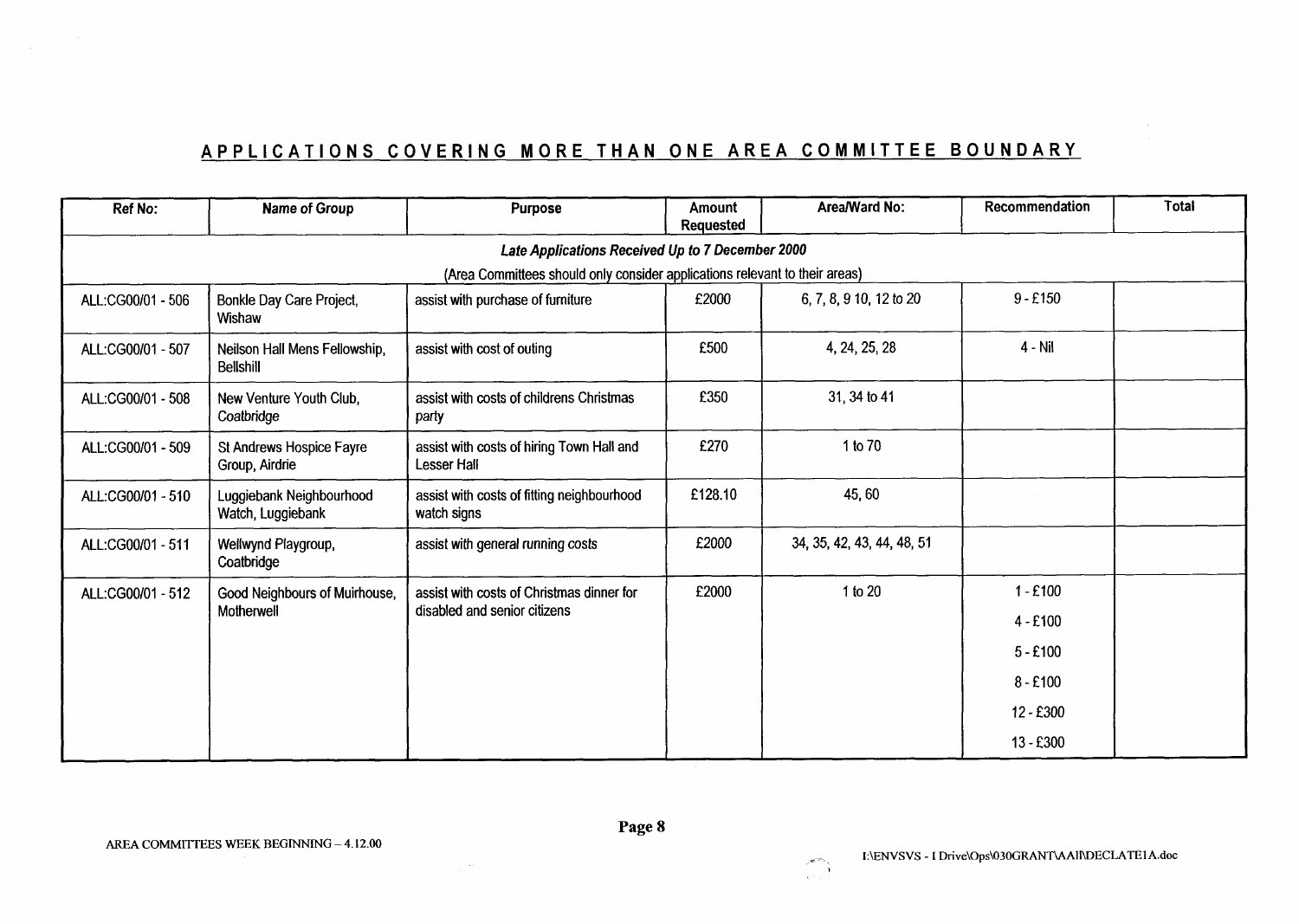## APPLICATIONS COVERING MORE THAN ONE AREA COMMITTEE BOUNDARY

| Ref No: | Name of Group | Purpose | Amount Requested | Area/Ward No: | Recommendation | Total |
|---|---|---|---|---|---|---|
| ***Late Applications Received Up to 7 December 2000*** | | | | | | |
| (Area Committees should only consider applications relevant to their areas) | | | | | | |
| ALL:CG00/01 - 506 | Bonkle Day Care Project, Wishaw | assist with purchase of furniture | £2000 | 6, 7, 8, 9 10, 12 to 20 | 9 - £150 | |
| ALL:CG00/01 - 507 | Neilson Hall Mens Fellowship, Bellshill | assist with cost of outing | £500 | 4, 24, 25, 28 | 4 - Nil | |
| ALL:CG00/01 - 508 | New Venture Youth Club, Coatbridge | assist with costs of childrens Christmas party | £350 | 31, 34 to 41 | | |
| ALL:CG00/01 - 509 | St Andrews Hospice Fayre Group, Airdrie | assist with costs of hiring Town Hall and Lesser Hall | £270 | 1 to 70 | | |
| ALL:CG00/01 - 510 | Luggiebank Neighbourhood Watch, Luggiebank | assist with costs of fitting neighbourhood watch signs | £128.10 | 45, 60 | | |
| ALL:CG00/01 - 511 | Wellwynd Playgroup, Coatbridge | assist with general running costs | £2000 | 34, 35, 42, 43, 44, 48, 51 | | |
| ALL:CG00/01 - 512 | Good Neighbours of Muirhouse, Motherwell | assist with costs of Christmas dinner for disabled and senior citizens | £2000 | 1 to 20 | 1 - £100<br>4 - £100<br>5 - £100<br>8 - £100<br>12 - £300<br>13 - £300 | |

AREA COMMITTEES WEEK BEGINNING – 4.12.00

I:\ENVSVS - I Drive\Ops\030GRANT\AAll\DECLATE1A.doc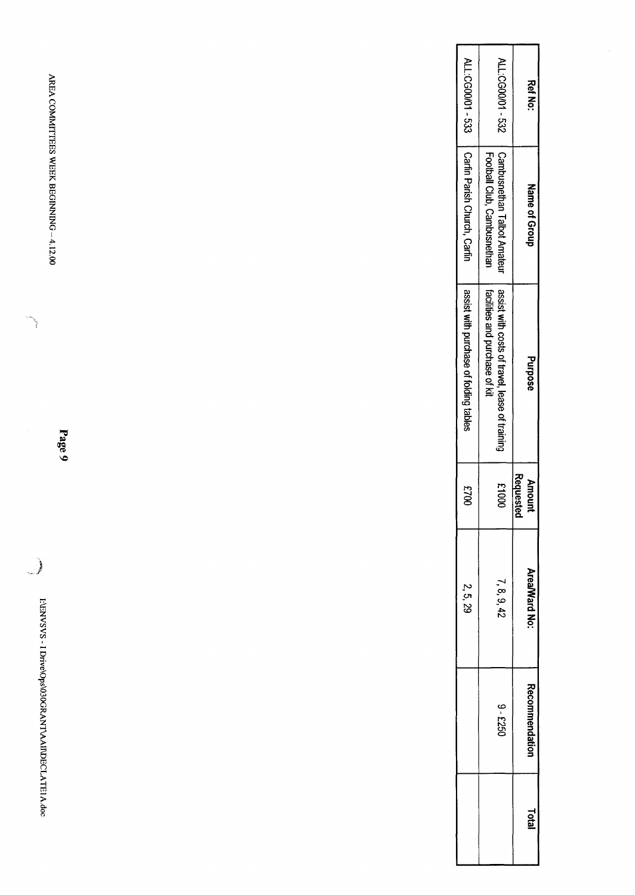| Ref No: | Name of Group | Purpose | Amount Requested | Area/Ward No: | Recommendation | Total |
|---|---|---|---|---|---|---|
| ALL:CG00/01 - 532 | Cambusnethan Talbot Amateur Football Club, Cambusnethan | assist with costs of travel, lease of training facilities and purchase of kit | £1000 | 7, 8, 9, 42 | 9 - £250 | |
| ALL:CG00/01 - 533 | Carfin Parish Church, Carfin | assist with purchase of folding tables | £700 | 2, 5, 29 | | |

AREA COMMITTEES WEEK BEGINNING – 4.12.00

E:\ENVSVS - I Drive\Ops\030GRANT\AAII\DECLATE1A.doc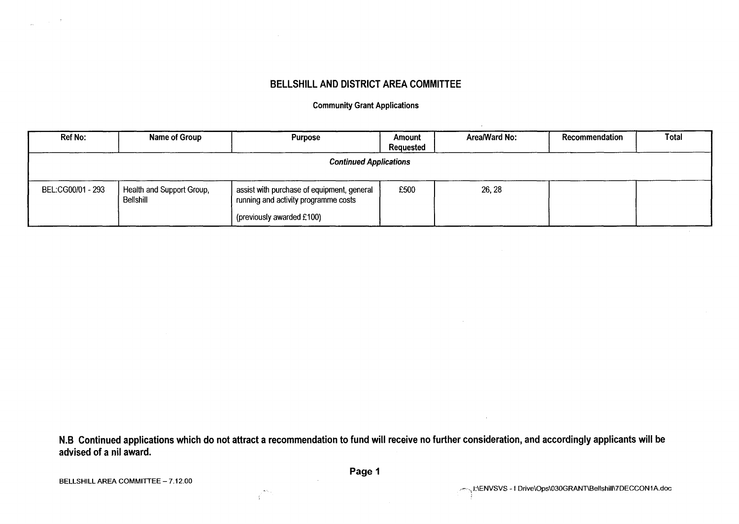# BELLSHILL AND DISTRICT AREA COMMITTEE

### Community Grant Applications

| Ref No: | Name of Group | Purpose | Amount Requested | Area/Ward No: | Recommendation | Total |
|---|---|---|---|---|---|---|
| ***Continued Applications*** | | | | | | |
| BEL:CG00/01 - 293 | Health and Support Group, Bellshill | assist with purchase of equipment, general running and activity programme costs<br><br>(previously awarded £100) | £500 | 26, 28 | | |

**N.B Continued applications which do not attract a recommendation to fund will receive no further consideration, and accordingly applicants will be advised of a nil award.**

BELLSHILL AREA COMMITTEE – 7.12.00

I:\ENVSVS - I Drive\Ops\030GRANT\Bellshill\7DECCON1A.doc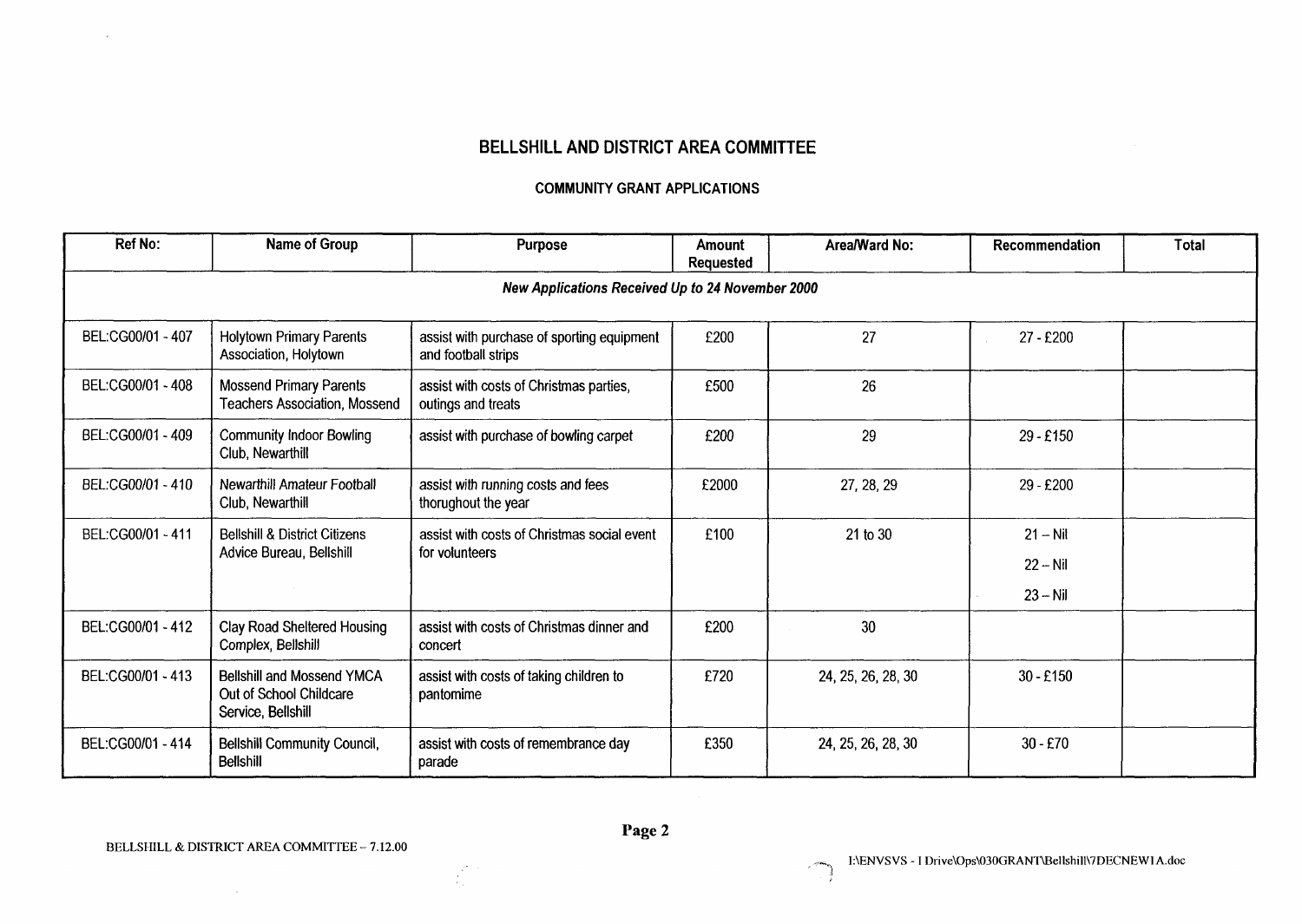# BELLSHILL AND DISTRICT AREA COMMITTEE

## COMMUNITY GRANT APPLICATIONS

| Ref No: | Name of Group | Purpose | Amount Requested | Area/Ward No: | Recommendation | Total |
|---|---|---|---|---|---|---|
| ***New Applications Received Up to 24 November 2000*** | | | | | | |
| BEL:CG00/01 - 407 | Holytown Primary Parents Association, Holytown | assist with purchase of sporting equipment and football strips | £200 | 27 | 27 - £200 | |
| BEL:CG00/01 - 408 | Mossend Primary Parents Teachers Association, Mossend | assist with costs of Christmas parties, outings and treats | £500 | 26 | | |
| BEL:CG00/01 - 409 | Community Indoor Bowling Club, Newarthill | assist with purchase of bowling carpet | £200 | 29 | 29 - £150 | |
| BEL:CG00/01 - 410 | Newarthill Amateur Football Club, Newarthill | assist with running costs and fees thorughout the year | £2000 | 27, 28, 29 | 29 - £200 | |
| BEL:CG00/01 - 411 | Bellshill & District Citizens Advice Bureau, Bellshill | assist with costs of Christmas social event for volunteers | £100 | 21 to 30 | 21 – Nil<br>22 – Nil<br>23 – Nil | |
| BEL:CG00/01 - 412 | Clay Road Sheltered Housing Complex, Bellshill | assist with costs of Christmas dinner and concert | £200 | 30 | | |
| BEL:CG00/01 - 413 | Bellshill and Mossend YMCA Out of School Childcare Service, Bellshill | assist with costs of taking children to pantomime | £720 | 24, 25, 26, 28, 30 | 30 - £150 | |
| BEL:CG00/01 - 414 | Bellshill Community Council, Bellshill | assist with costs of remembrance day parade | £350 | 24, 25, 26, 28, 30 | 30 - £70 | |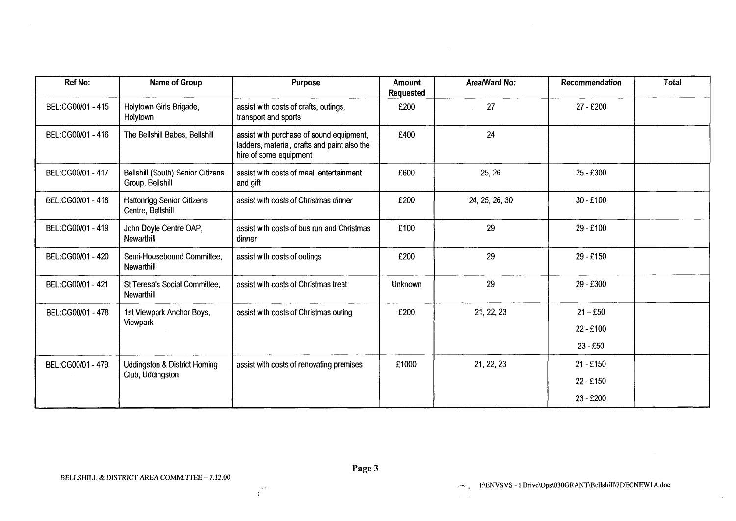| Ref No: | Name of Group | Purpose | Amount Requested | Area/Ward No: | Recommendation | Total |
|---|---|---|---|---|---|---|
| BEL:CG00/01 - 415 | Holytown Girls Brigade, Holytown | assist with costs of crafts, outings, transport and sports | £200 | 27 | 27 - £200 | |
| BEL:CG00/01 - 416 | The Bellshill Babes, Bellshill | assist with purchase of sound equipment, ladders, material, crafts and paint also the hire of some equipment | £400 | 24 | | |
| BEL:CG00/01 - 417 | Bellshill (South) Senior Citizens Group, Bellshill | assist with costs of meal, entertainment and gift | £600 | 25, 26 | 25 - £300 | |
| BEL:CG00/01 - 418 | Hattonrigg Senior Citizens Centre, Bellshill | assist with costs of Christmas dinner | £200 | 24, 25, 26, 30 | 30 - £100 | |
| BEL:CG00/01 - 419 | John Doyle Centre OAP, Newarthill | assist with costs of bus run and Christmas dinner | £100 | 29 | 29 - £100 | |
| BEL:CG00/01 - 420 | Semi-Housebound Committee, Newarthill | assist with costs of outings | £200 | 29 | 29 - £150 | |
| BEL:CG00/01 - 421 | St Teresa's Social Committee, Newarthill | assist with costs of Christmas treat | Unknown | 29 | 29 - £300 | |
| BEL:CG00/01 - 478 | 1st Viewpark Anchor Boys, Viewpark | assist with costs of Christmas outing | £200 | 21, 22, 23 | 21 – £50<br>22 - £100<br>23 - £50 | |
| BEL:CG00/01 - 479 | Uddingston & District Homing Club, Uddingston | assist with costs of renovating premises | £1000 | 21, 22, 23 | 21 - £150<br>22 - £150<br>23 - £200 | |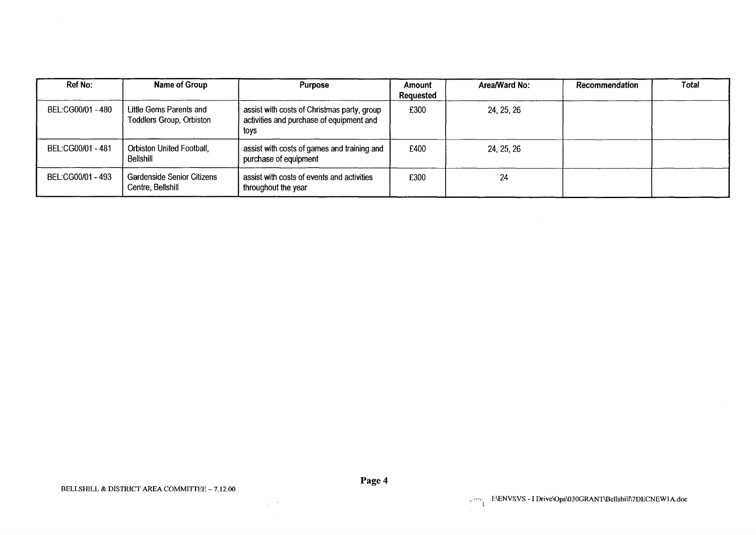| Ref No: | Name of Group | Purpose | Amount Requested | Area/Ward No: | Recommendation | Total |
|---|---|---|---|---|---|---|
| BEL:CG00/01 - 480 | Little Gems Parents and Toddlers Group, Orbiston | assist with costs of Christmas party, group activities and purchase of equipment and toys | £300 | 24, 25, 26 | | |
| BEL:CG00/01 - 481 | Orbiston United Football, Bellshill | assist with costs of games and training and purchase of equipment | £400 | 24, 25, 26 | | |
| BEL:CG00/01 - 493 | Gardenside Senior Citizens Centre, Bellshill | assist with costs of events and activities throughout the year | £300 | 24 | | |